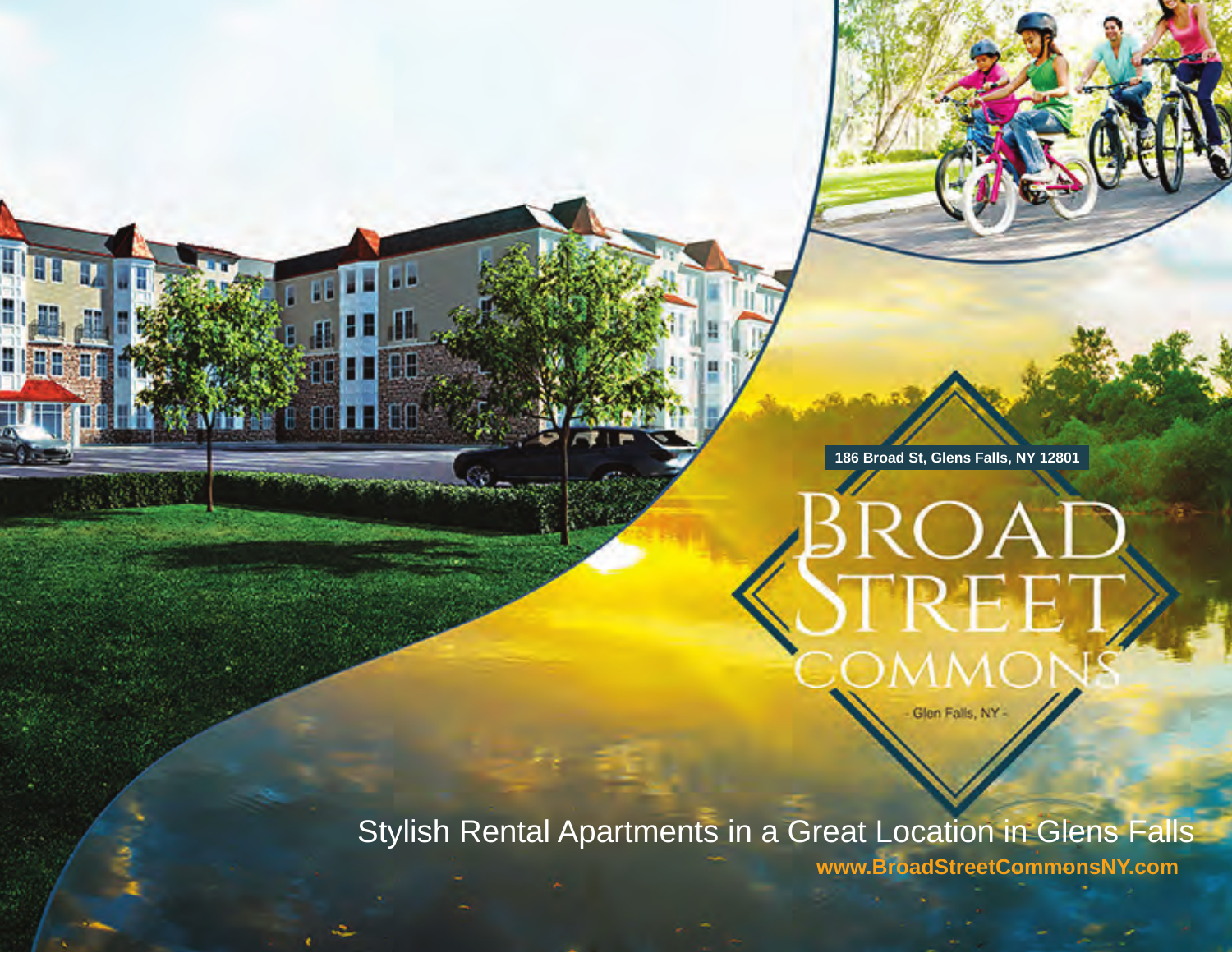186 Broad St, Glens Falls, NY 12801

# BROAD STREET COMMONS

- Glen Falls, NY -

Stylish Rental Apartments in a Great Location in Glens Falls

**www.BroadStreetCommonsNY.com**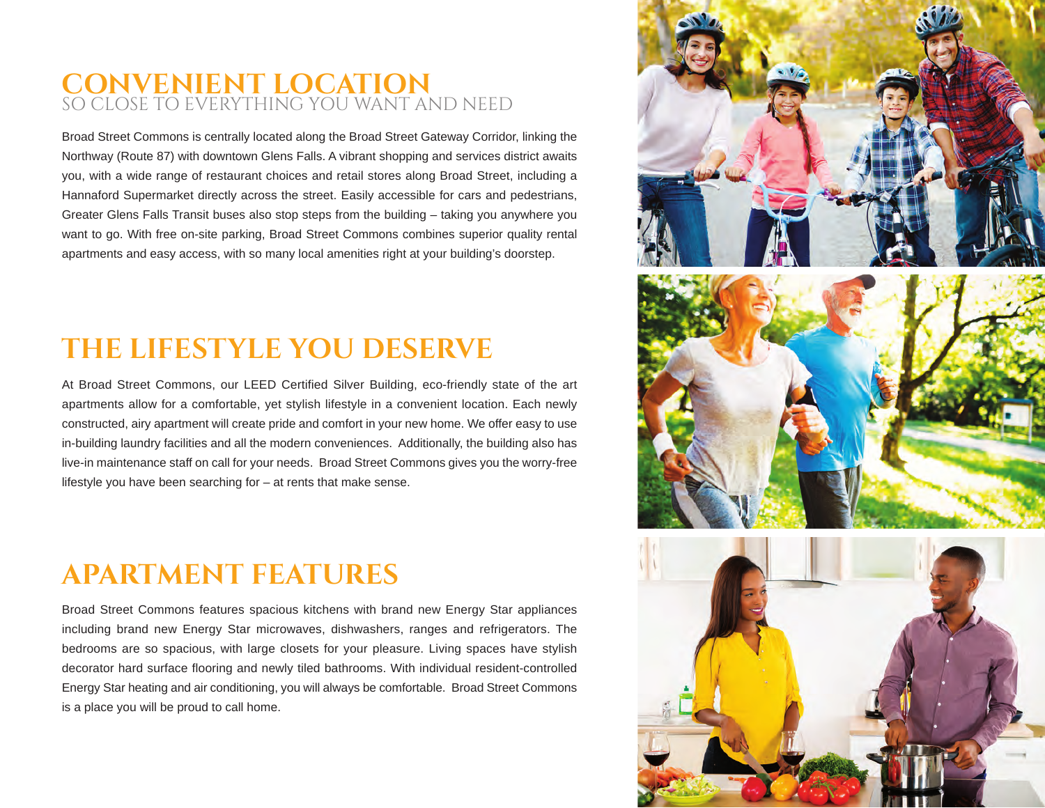## CONVENIENT LOCATION

### SO CLOSE TO EVERYTHING YOU WANT AND NEED

Broad Street Commons is centrally located along the Broad Street Gateway Corridor, linking the Northway (Route 87) with downtown Glens Falls. A vibrant shopping and services district awaits you, with a wide range of restaurant choices and retail stores along Broad Street, including a Hannaford Supermarket directly across the street. Easily accessible for cars and pedestrians, Greater Glens Falls Transit buses also stop steps from the building – taking you anywhere you want to go. With free on-site parking, Broad Street Commons combines superior quality rental apartments and easy access, with so many local amenities right at your building's doorstep.

## THE LIFESTYLE YOU DESERVE

At Broad Street Commons, our LEED Certified Silver Building, eco-friendly state of the art apartments allow for a comfortable, yet stylish lifestyle in a convenient location. Each newly constructed, airy apartment will create pride and comfort in your new home. We offer easy to use in-building laundry facilities and all the modern conveniences. Additionally, the building also has live-in maintenance staff on call for your needs. Broad Street Commons gives you the worry-free lifestyle you have been searching for – at rents that make sense.

## APARTMENT FEATURES

Broad Street Commons features spacious kitchens with brand new Energy Star appliances including brand new Energy Star microwaves, dishwashers, ranges and refrigerators. The bedrooms are so spacious, with large closets for your pleasure. Living spaces have stylish decorator hard surface flooring and newly tiled bathrooms. With individual resident-controlled Energy Star heating and air conditioning, you will always be comfortable. Broad Street Commons is a place you will be proud to call home.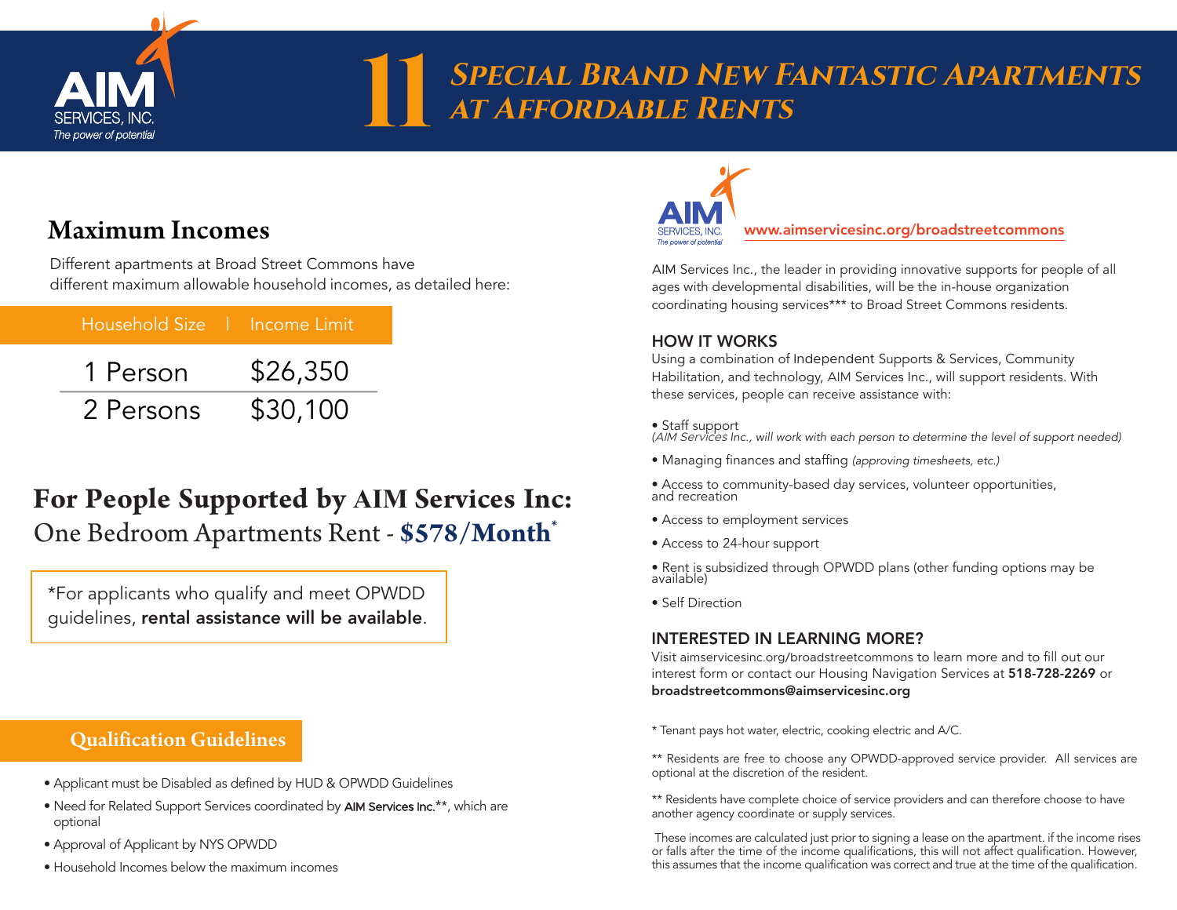AIM SERVICES, INC.
*The power of potential*

# 11 Special Brand New Fantastic Apartments at Affordable Rents

## Maximum Incomes

Different apartments at Broad Street Commons have different maximum allowable household incomes, as detailed here:

| Household Size | Income Limit |
| --- | --- |
| 1 Person | $26,350 |
| 2 Persons | $30,100 |

## For People Supported by AIM Services Inc:

One Bedroom Apartments Rent - **$578/Month***

*For applicants who qualify and meet OPWDD guidelines, **rental assistance will be available**.

## Qualification Guidelines

- Applicant must be Disabled as defined by HUD & OPWDD Guidelines
- Need for Related Support Services coordinated by AIM Services Inc.**, which are optional
- Approval of Applicant by NYS OPWDD
- Household Incomes below the maximum incomes

AIM SERVICES, INC.
*The power of potential*

www.aimservicesinc.org/broadstreetcommons

AIM Services Inc., the leader in providing innovative supports for people of all ages with developmental disabilities, will be the in-house organization coordinating housing services*** to Broad Street Commons residents.

### HOW IT WORKS

Using a combination of Independent Supports & Services, Community Habilitation, and technology, AIM Services Inc., will support residents. With these services, people can receive assistance with:

- Staff support
  *(AIM Services Inc., will work with each person to determine the level of support needed)*
- Managing finances and staffing *(approving timesheets, etc.)*
- Access to community-based day services, volunteer opportunities, and recreation
- Access to employment services
- Access to 24-hour support
- Rent is subsidized through OPWDD plans (other funding options may be available)
- Self Direction

### INTERESTED IN LEARNING MORE?

Visit aimservicesinc.org/broadstreetcommons to learn more and to fill out our interest form or contact our Housing Navigation Services at **518-728-2269** or **broadstreetcommons@aimservicesinc.org**

* Tenant pays hot water, electric, cooking electric and A/C.

** Residents are free to choose any OPWDD-approved service provider. All services are optional at the discretion of the resident.

** Residents have complete choice of service providers and can therefore choose to have another agency coordinate or supply services.

These incomes are calculated just prior to signing a lease on the apartment. if the income rises or falls after the time of the income qualifications, this will not affect qualification. However, this assumes that the income qualification was correct and true at the time of the qualification.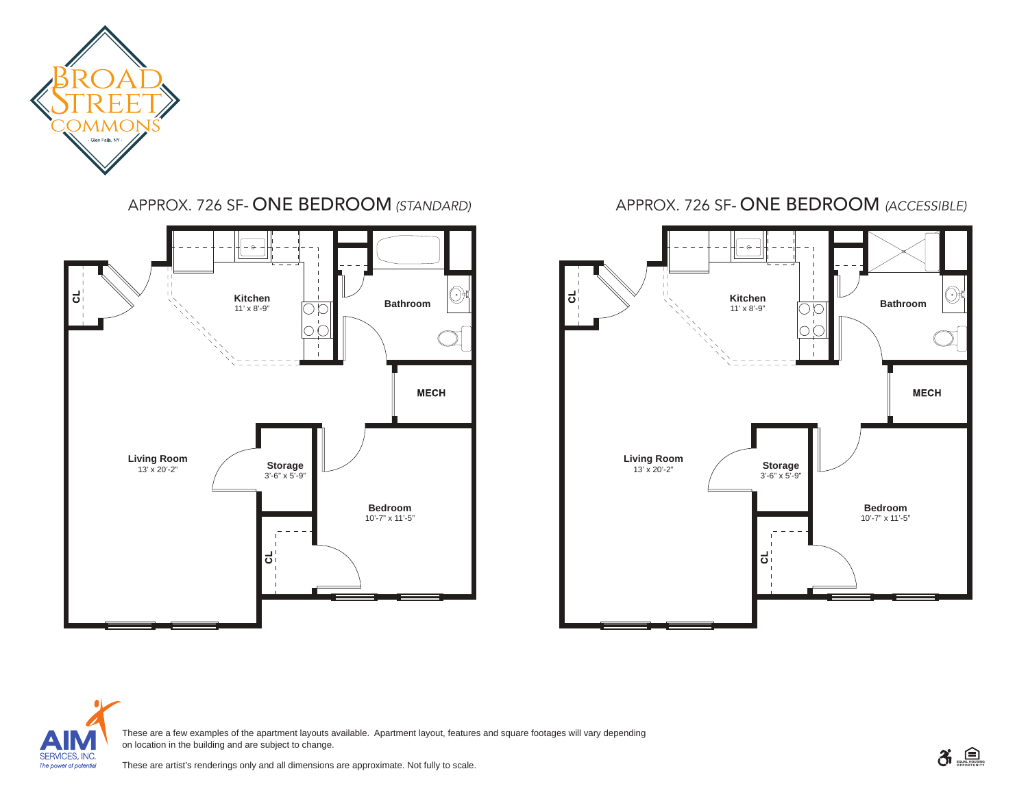BROAD STREET COMMONS

- Glen Falls, NY -

## APPROX. 726 SF- ONE BEDROOM *(STANDARD)*

CL

**Kitchen**
11' x 8'-9"

**Bathroom**

**MECH**

**Living Room**
13' x 20'-2"

**Storage**
3'-6" x 5'-9"

**Bedroom**
10'-7" x 11'-5"

CL

## APPROX. 726 SF- ONE BEDROOM *(ACCESSIBLE)*

CL

**Kitchen**
11' x 8'-9"

**Bathroom**

**MECH**

**Living Room**
13' x 20'-2"

**Storage**
3'-6" x 5'-9"

**Bedroom**
10'-7" x 11'-5"

CL

AIM SERVICES, INC.
*The power of potential*

These are a few examples of the apartment layouts available. Apartment layout, features and square footages will vary depending on location in the building and are subject to change.

These are artist's renderings only and all dimensions are approximate. Not fully to scale.

EQUAL HOUSING OPPORTUNITY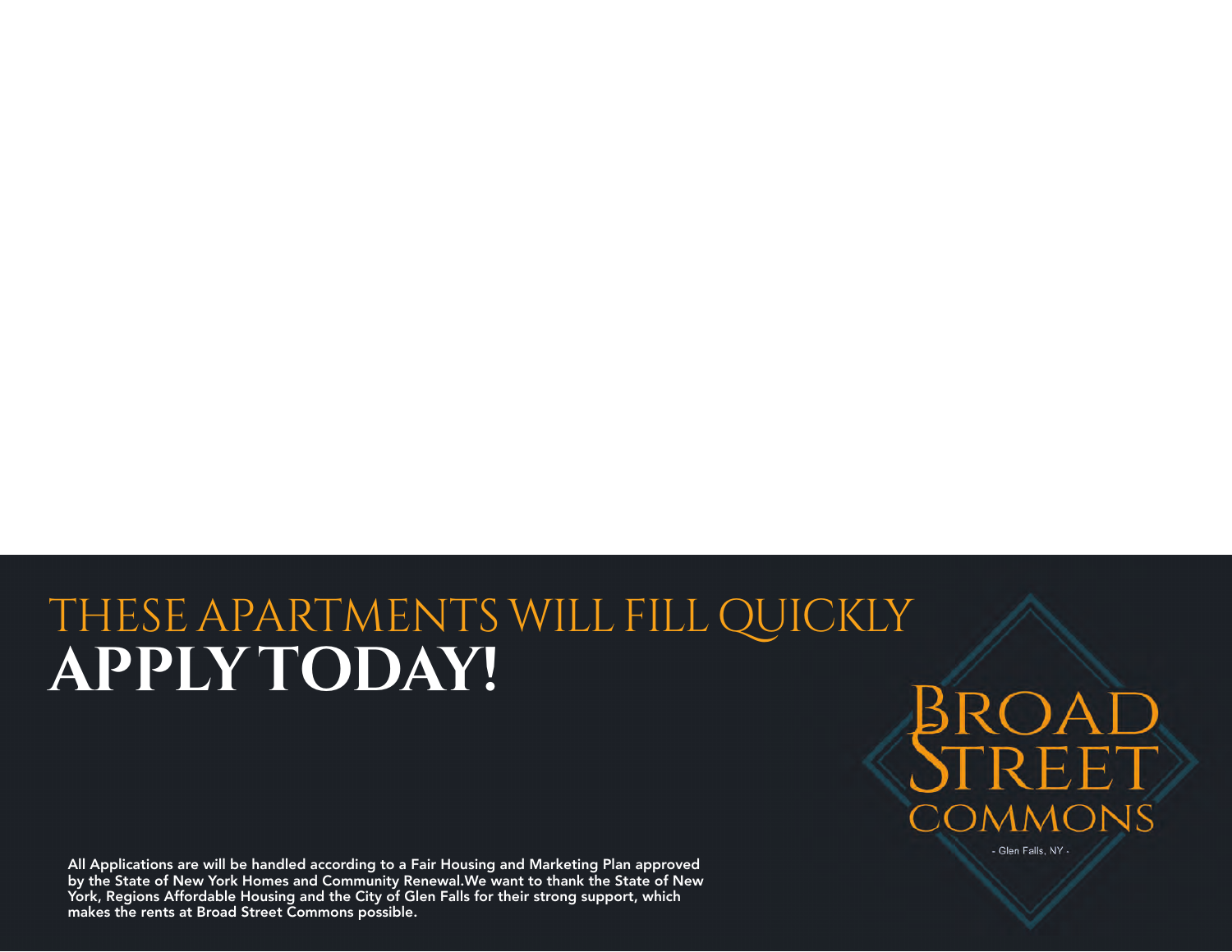# THESE APARTMENTS WILL FILL QUICKLY

# **APPLY TODAY!**

BROAD STREET COMMONS

- Glen Falls, NY -

**All Applications are will be handled according to a Fair Housing and Marketing Plan approved by the State of New York Homes and Community Renewal.We want to thank the State of New York, Regions Affordable Housing and the City of Glen Falls for their strong support, which makes the rents at Broad Street Commons possible.**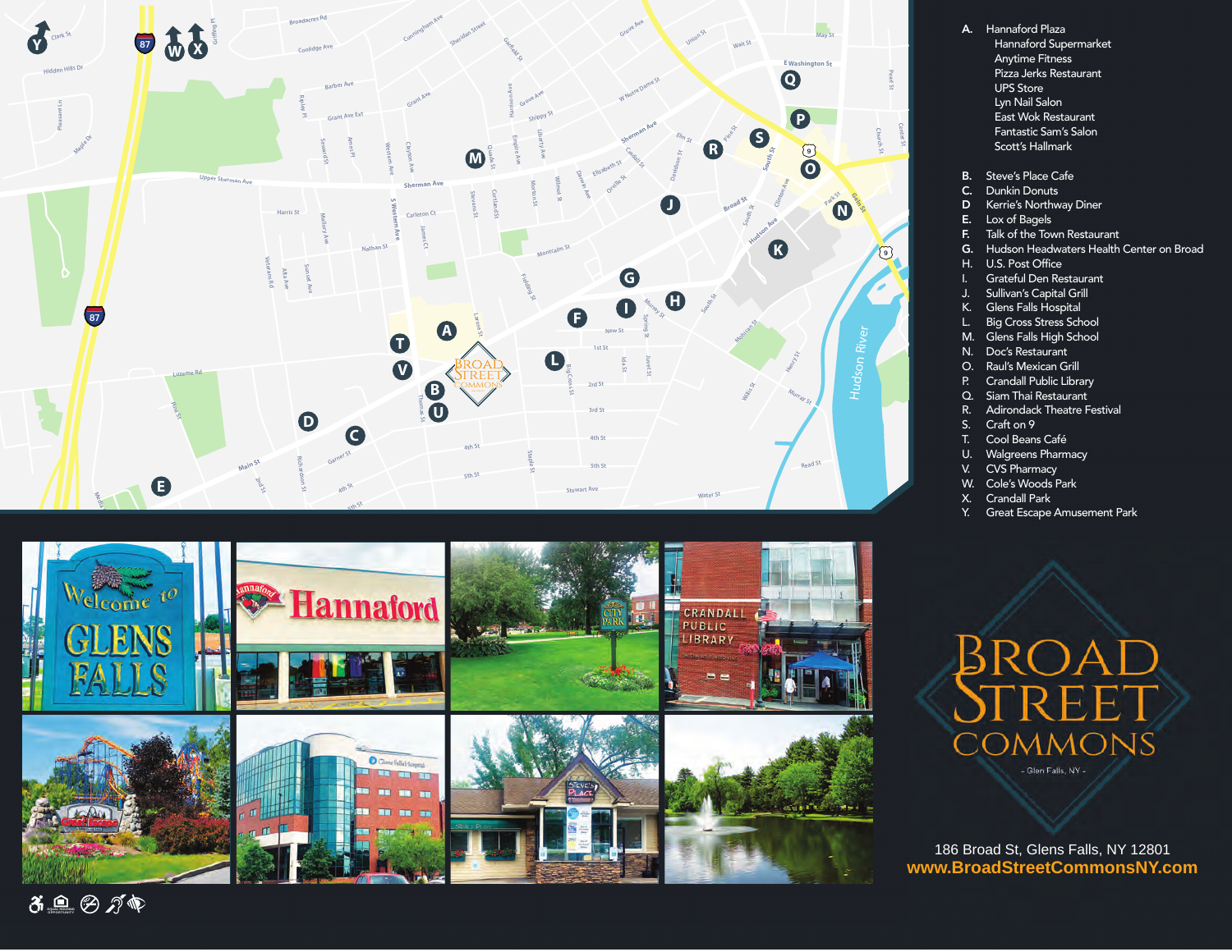A. Hannaford Plaza
- Hannaford Supermarket
- Anytime Fitness
- Pizza Jerks Restaurant
- UPS Store
- Lyn Nail Salon
- East Wok Restaurant
- Fantastic Sam's Salon
- Scott's Hallmark

B. Steve's Place Cafe
C. Dunkin Donuts
D. Kerrie's Northway Diner
E. Lox of Bagels
F. Talk of the Town Restaurant
G. Hudson Headwaters Health Center on Broad
H. U.S. Post Office
I. Grateful Den Restaurant
J. Sullivan's Capital Grill
K. Glens Falls Hospital
L. Big Cross Stress School
M. Glens Falls High School
N. Doc's Restaurant
O. Raul's Mexican Grill
P. Crandall Public Library
Q. Siam Thai Restaurant
R. Adirondack Theatre Festival
S. Craft on 9
T. Cool Beans Café
U. Walgreens Pharmacy
V. CVS Pharmacy
W. Cole's Woods Park
X. Crandall Park
Y. Great Escape Amusement Park

# BROAD STREET COMMONS

- Glen Falls, NY -

186 Broad St, Glens Falls, NY 12801

**www.BroadStreetCommonsNY.com**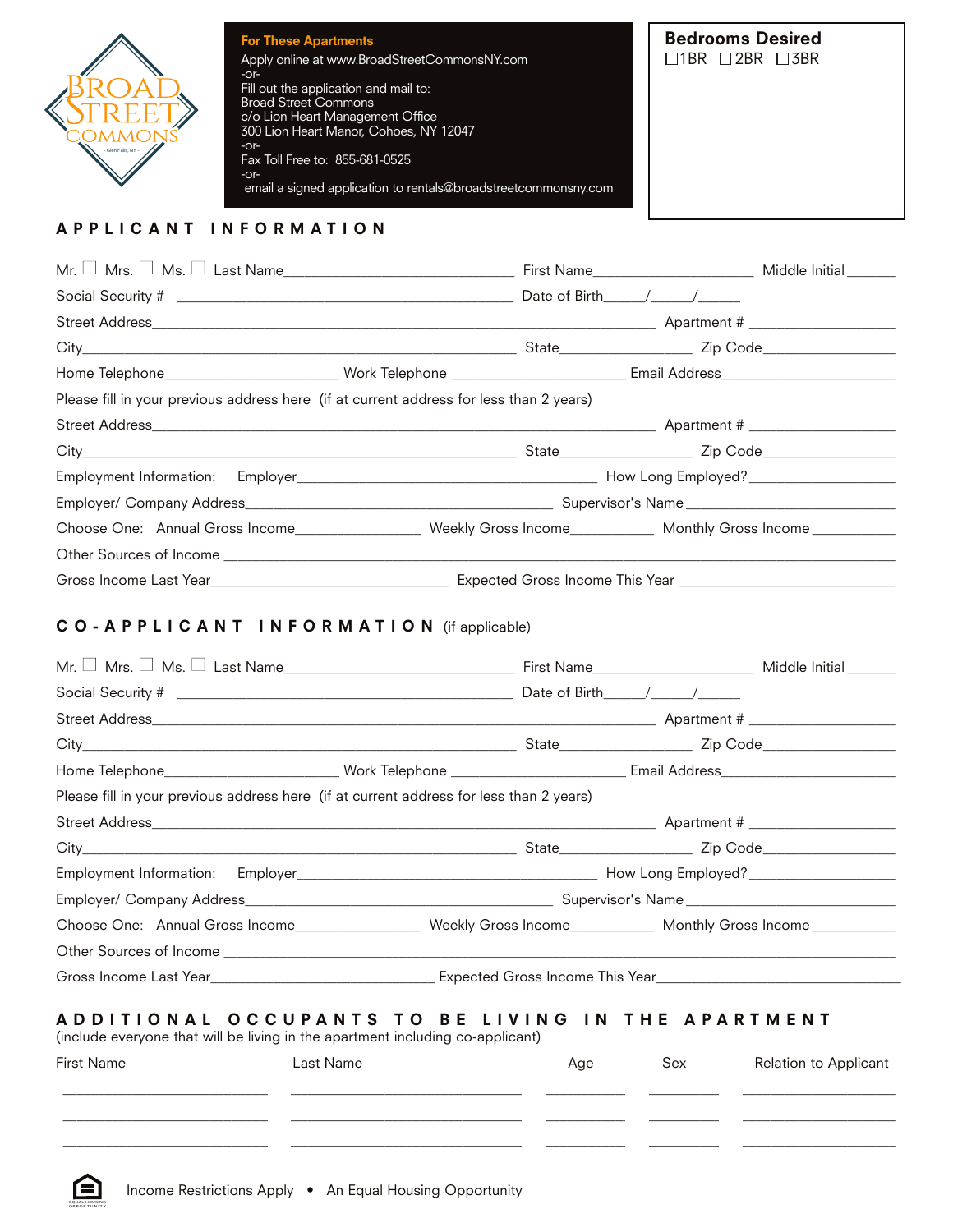BROAD STREET COMMONS
- Glen Falls, NY -

**For These Apartments**
Apply online at www.BroadStreetCommonsNY.com
-or-
Fill out the application and mail to:
Broad Street Commons
c/o Lion Heart Management Office
300 Lion Heart Manor, Cohoes, NY 12047
-or-
Fax Toll Free to: 855-681-0525
-or-
email a signed application to rentals@broadstreetcommonsny.com

**Bedrooms Desired**
☐1BR ☐2BR ☐3BR

## APPLICANT INFORMATION

Mr. ☐ Mrs. ☐ Ms. ☐ Last Name_______________ First Name_______________ Middle Initial______

Social Security # _______________ Date of Birth_____/_____/_____

Street Address_______________ Apartment # _______________

City_______________ State_______________ Zip Code_______________

Home Telephone_______________ Work Telephone _______________ Email Address_______________

Please fill in your previous address here (if at current address for less than 2 years)

Street Address_______________ Apartment # _______________

City_______________ State_______________ Zip Code_______________

Employment Information: Employer_______________ How Long Employed?_______________

Employer/ Company Address_______________ Supervisor's Name_______________

Choose One: Annual Gross Income_______________ Weekly Gross Income_______________ Monthly Gross Income_______________

Other Sources of Income _______________

Gross Income Last Year_______________ Expected Gross Income This Year _______________

## CO-APPLICANT INFORMATION (if applicable)

Mr. ☐ Mrs. ☐ Ms. ☐ Last Name_______________ First Name_______________ Middle Initial______

Social Security # _______________ Date of Birth_____/_____/_____

Street Address_______________ Apartment # _______________

City_______________ State_______________ Zip Code_______________

Home Telephone_______________ Work Telephone _______________ Email Address_______________

Please fill in your previous address here (if at current address for less than 2 years)

Street Address_______________ Apartment # _______________

City_______________ State_______________ Zip Code_______________

Employment Information: Employer_______________ How Long Employed?_______________

Employer/ Company Address_______________ Supervisor's Name_______________

Choose One: Annual Gross Income_______________ Weekly Gross Income_______________ Monthly Gross Income_______________

Other Sources of Income _______________

Gross Income Last Year_______________ Expected Gross Income This Year_______________

## ADDITIONAL OCCUPANTS TO BE LIVING IN THE APARTMENT

(include everyone that will be living in the apartment including co-applicant)

| First Name | Last Name | Age | Sex | Relation to Applicant |
|---|---|---|---|---|
| | | | | |
| | | | | |
| | | | | |

Income Restrictions Apply • An Equal Housing Opportunity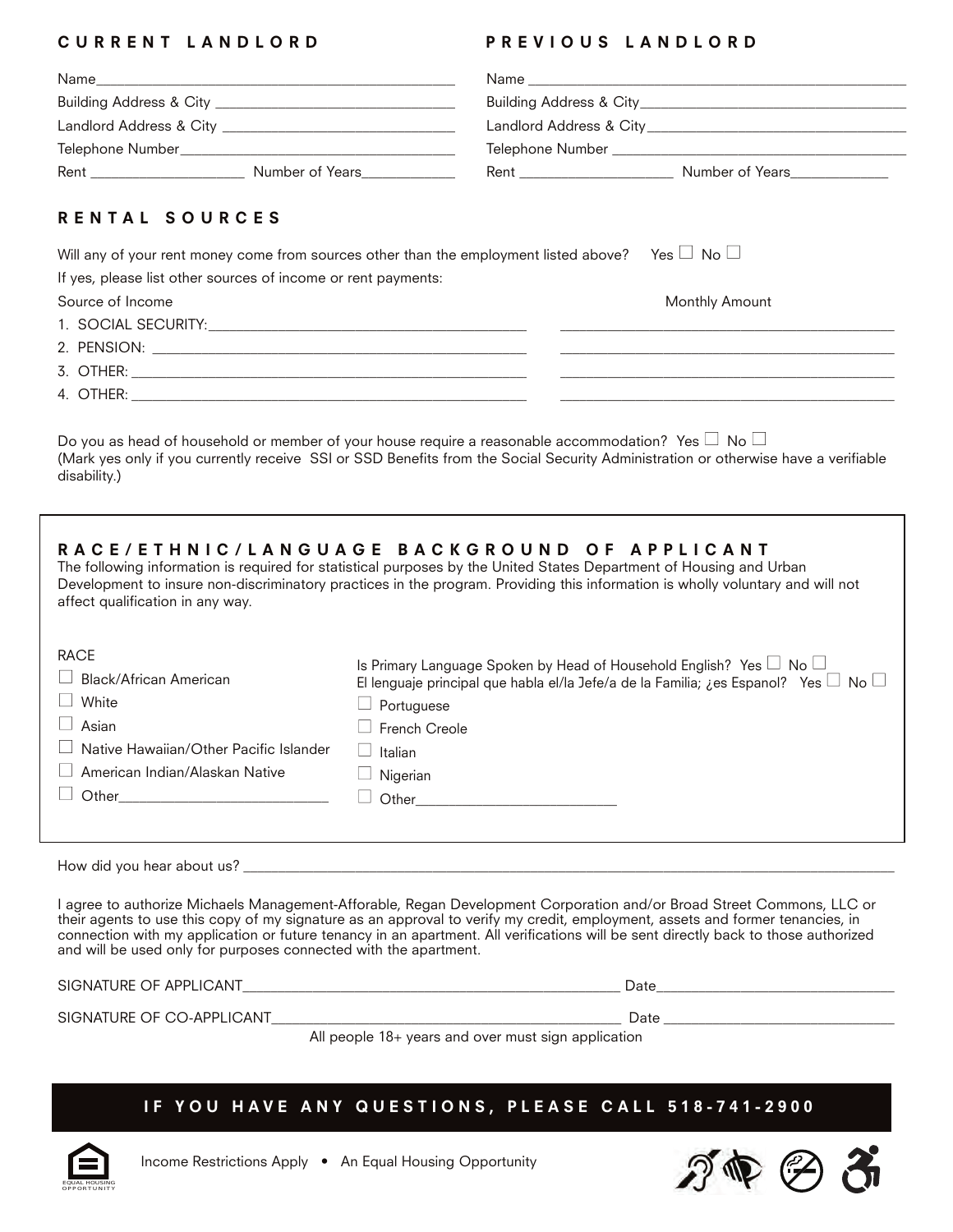## CURRENT LANDLORD

Name\_\_\_\_\_\_\_\_\_\_\_\_\_\_\_\_\_\_\_\_\_\_\_\_\_\_\_\_\_\_\_\_\_\_\_\_\_\_\_\_

Building Address & City \_\_\_\_\_\_\_\_\_\_\_\_\_\_\_\_\_\_\_\_\_\_\_\_\_\_\_\_

Landlord Address & City \_\_\_\_\_\_\_\_\_\_\_\_\_\_\_\_\_\_\_\_\_\_\_\_\_\_\_\_

Telephone Number\_\_\_\_\_\_\_\_\_\_\_\_\_\_\_\_\_\_\_\_\_\_\_\_\_\_\_\_\_\_\_\_

Rent \_\_\_\_\_\_\_\_\_\_\_\_\_\_\_\_\_\_ Number of Years\_\_\_\_\_\_\_\_\_\_\_\_

## PREVIOUS LANDLORD

Name \_\_\_\_\_\_\_\_\_\_\_\_\_\_\_\_\_\_\_\_\_\_\_\_\_\_\_\_\_\_\_\_\_\_\_\_\_\_\_\_

Building Address & City\_\_\_\_\_\_\_\_\_\_\_\_\_\_\_\_\_\_\_\_\_\_\_\_\_\_\_\_

Landlord Address & City\_\_\_\_\_\_\_\_\_\_\_\_\_\_\_\_\_\_\_\_\_\_\_\_\_\_\_\_

Telephone Number \_\_\_\_\_\_\_\_\_\_\_\_\_\_\_\_\_\_\_\_\_\_\_\_\_\_\_\_\_\_\_\_

Rent \_\_\_\_\_\_\_\_\_\_\_\_\_\_\_\_\_\_ Number of Years\_\_\_\_\_\_\_\_\_\_\_\_

## RENTAL SOURCES

Will any of your rent money come from sources other than the employment listed above? Yes ☐ No ☐

If yes, please list other sources of income or rent payments:

| Source of Income | Monthly Amount |
|---|---|
| 1. SOCIAL SECURITY: | |
| 2. PENSION: | |
| 3. OTHER: | |
| 4. OTHER: | |

Do you as head of household or member of your house require a reasonable accommodation? Yes ☐ No ☐
(Mark yes only if you currently receive SSI or SSD Benefits from the Social Security Administration or otherwise have a verifiable disability.)

## RACE/ETHNIC/LANGUAGE BACKGROUND OF APPLICANT

The following information is required for statistical purposes by the United States Department of Housing and Urban Development to insure non-discriminatory practices in the program. Providing this information is wholly voluntary and will not affect qualification in any way.

RACE

- ☐ Black/African American
- ☐ White
- ☐ Asian
- ☐ Native Hawaiian/Other Pacific Islander
- ☐ American Indian/Alaskan Native
- ☐ Other\_\_\_\_\_\_\_\_\_\_\_\_\_\_\_\_\_\_\_\_\_\_\_\_

Is Primary Language Spoken by Head of Household English? Yes ☐ No ☐

El lenguaje principal que habla el/la Jefe/a de la Familia; ¿es Espanol? Yes ☐ No ☐

- ☐ Portuguese
- ☐ French Creole
- ☐ Italian
- ☐ Nigerian
- ☐ Other\_\_\_\_\_\_\_\_\_\_\_\_\_\_\_\_\_\_\_\_\_\_\_\_

How did you hear about us? \_\_\_\_\_\_\_\_\_\_\_\_\_\_\_\_\_\_\_\_\_\_\_\_\_\_\_\_\_\_\_\_\_\_\_\_\_\_\_\_\_\_\_\_

I agree to authorize Michaels Management-Afforable, Regan Development Corporation and/or Broad Street Commons, LLC or their agents to use this copy of my signature as an approval to verify my credit, employment, assets and former tenancies, in connection with my application or future tenancy in an apartment. All verifications will be sent directly back to those authorized and will be used only for purposes connected with the apartment.

SIGNATURE OF APPLICANT\_\_\_\_\_\_\_\_\_\_\_\_\_\_\_\_\_\_\_\_\_\_\_\_\_\_\_\_\_\_\_\_\_\_\_\_ Date\_\_\_\_\_\_\_\_\_\_\_\_\_\_\_\_\_\_\_\_\_\_

SIGNATURE OF CO-APPLICANT\_\_\_\_\_\_\_\_\_\_\_\_\_\_\_\_\_\_\_\_\_\_\_\_\_\_\_\_\_\_\_\_\_\_ Date \_\_\_\_\_\_\_\_\_\_\_\_\_\_\_\_\_\_\_\_\_\_

All people 18+ years and over must sign application

**IF YOU HAVE ANY QUESTIONS, PLEASE CALL 518-741-2900**

EQUAL HOUSING OPPORTUNITY

Income Restrictions Apply • An Equal Housing Opportunity